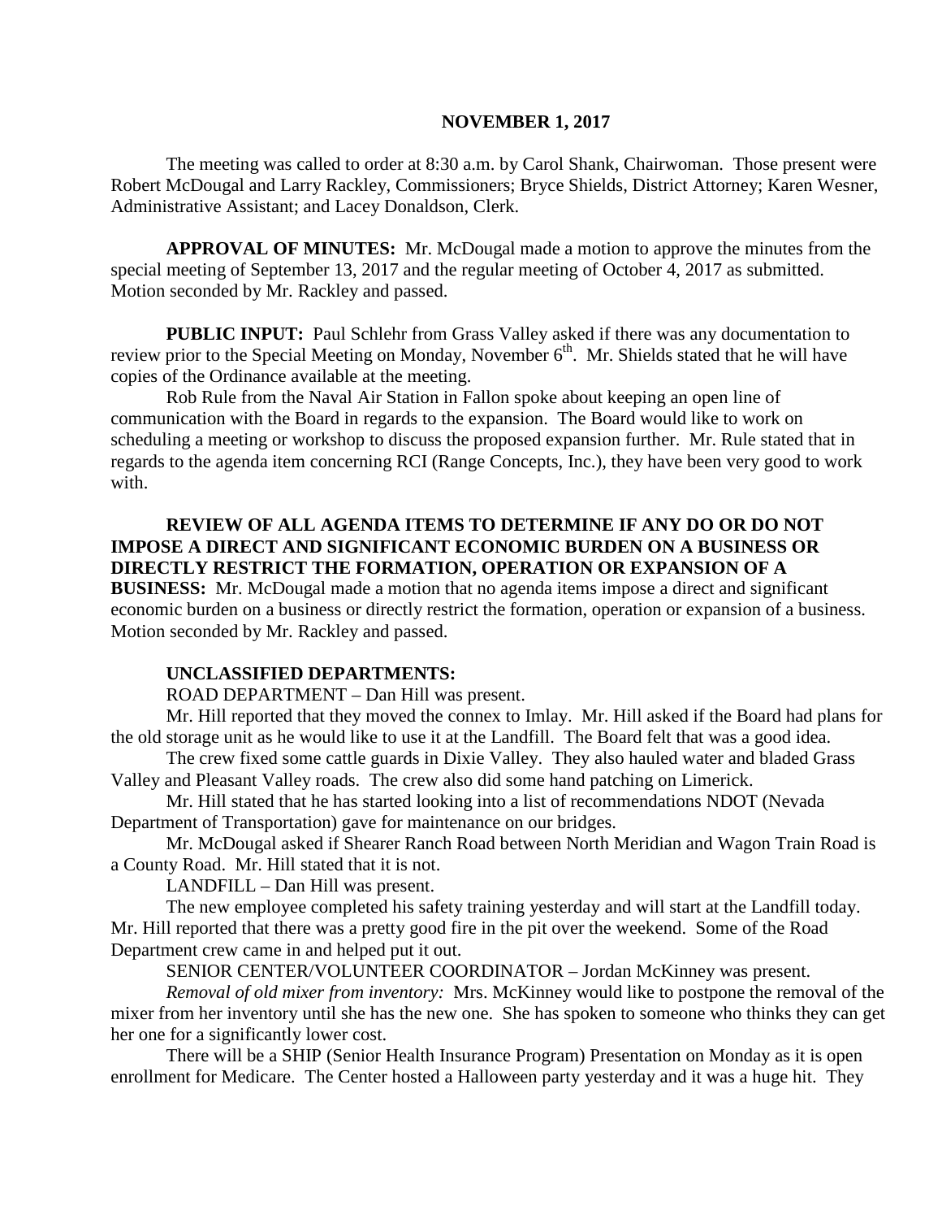**NOVEMBER 1, 2017**

The meeting was called to order at 8:30 a.m. by Carol Shank, Chairwoman. Those present were Robert McDougal and Larry Rackley, Commissioners; Bryce Shields, District Attorney; Karen Wesner, Administrative Assistant; and Lacey Donaldson, Clerk.

**APPROVAL OF MINUTES:** Mr. McDougal made a motion to approve the minutes from the special meeting of September 13, 2017 and the regular meeting of October 4, 2017 as submitted. Motion seconded by Mr. Rackley and passed.

**PUBLIC INPUT:** Paul Schlehr from Grass Valley asked if there was any documentation to review prior to the Special Meeting on Monday, November 6th. Mr. Shields stated that he will have copies of the Ordinance available at the meeting.

Rob Rule from the Naval Air Station in Fallon spoke about keeping an open line of communication with the Board in regards to the expansion. The Board would like to work on scheduling a meeting or workshop to discuss the proposed expansion further. Mr. Rule stated that in regards to the agenda item concerning RCI (Range Concepts, Inc.), they have been very good to work with.

**REVIEW OF ALL AGENDA ITEMS TO DETERMINE IF ANY DO OR DO NOT IMPOSE A DIRECT AND SIGNIFICANT ECONOMIC BURDEN ON A BUSINESS OR DIRECTLY RESTRICT THE FORMATION, OPERATION OR EXPANSION OF A BUSINESS:** Mr. McDougal made a motion that no agenda items impose a direct and significant economic burden on a business or directly restrict the formation, operation or expansion of a business. Motion seconded by Mr. Rackley and passed.

**UNCLASSIFIED DEPARTMENTS:**

ROAD DEPARTMENT – Dan Hill was present.

Mr. Hill reported that they moved the connex to Imlay. Mr. Hill asked if the Board had plans for the old storage unit as he would like to use it at the Landfill. The Board felt that was a good idea.

The crew fixed some cattle guards in Dixie Valley. They also hauled water and bladed Grass Valley and Pleasant Valley roads. The crew also did some hand patching on Limerick.

Mr. Hill stated that he has started looking into a list of recommendations NDOT (Nevada Department of Transportation) gave for maintenance on our bridges.

Mr. McDougal asked if Shearer Ranch Road between North Meridian and Wagon Train Road is a County Road. Mr. Hill stated that it is not.

LANDFILL – Dan Hill was present.

The new employee completed his safety training yesterday and will start at the Landfill today. Mr. Hill reported that there was a pretty good fire in the pit over the weekend. Some of the Road Department crew came in and helped put it out.

SENIOR CENTER/VOLUNTEER COORDINATOR – Jordan McKinney was present.

*Removal of old mixer from inventory:* Mrs. McKinney would like to postpone the removal of the mixer from her inventory until she has the new one. She has spoken to someone who thinks they can get her one for a significantly lower cost.

There will be a SHIP (Senior Health Insurance Program) Presentation on Monday as it is open enrollment for Medicare. The Center hosted a Halloween party yesterday and it was a huge hit. They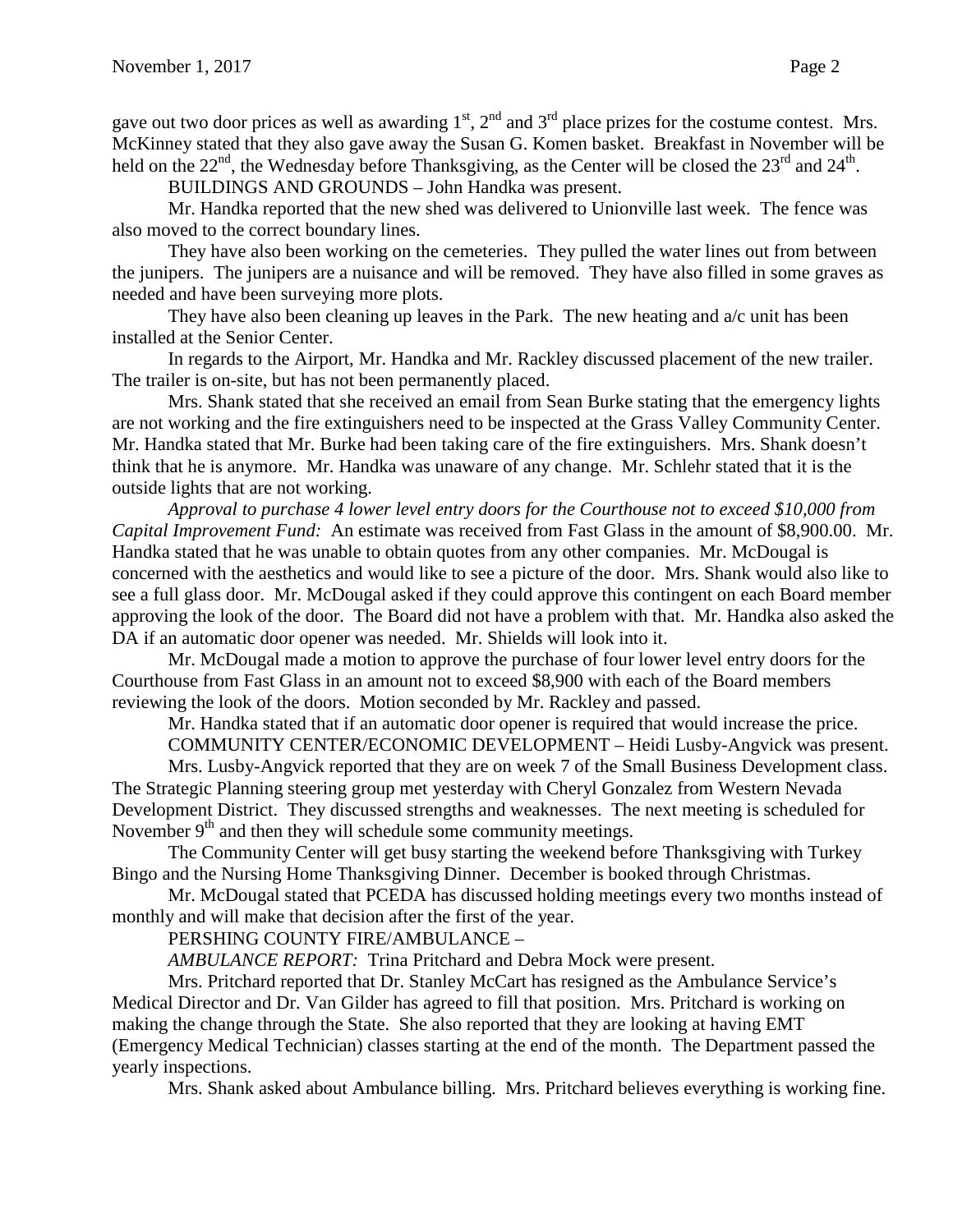gave out two door prices as well as awarding 1st, 2nd and 3rd place prizes for the costume contest. Mrs. McKinney stated that they also gave away the Susan G. Komen basket. Breakfast in November will be held on the 22nd, the Wednesday before Thanksgiving, as the Center will be closed the 23rd and 24th.

BUILDINGS AND GROUNDS – John Handka was present.

Mr. Handka reported that the new shed was delivered to Unionville last week. The fence was also moved to the correct boundary lines.

They have also been working on the cemeteries. They pulled the water lines out from between the junipers. The junipers are a nuisance and will be removed. They have also filled in some graves as needed and have been surveying more plots.

They have also been cleaning up leaves in the Park. The new heating and a/c unit has been installed at the Senior Center.

In regards to the Airport, Mr. Handka and Mr. Rackley discussed placement of the new trailer. The trailer is on-site, but has not been permanently placed.

Mrs. Shank stated that she received an email from Sean Burke stating that the emergency lights are not working and the fire extinguishers need to be inspected at the Grass Valley Community Center. Mr. Handka stated that Mr. Burke had been taking care of the fire extinguishers. Mrs. Shank doesn't think that he is anymore. Mr. Handka was unaware of any change. Mr. Schlehr stated that it is the outside lights that are not working.

*Approval to purchase 4 lower level entry doors for the Courthouse not to exceed $10,000 from Capital Improvement Fund:* An estimate was received from Fast Glass in the amount of $8,900.00. Mr. Handka stated that he was unable to obtain quotes from any other companies. Mr. McDougal is concerned with the aesthetics and would like to see a picture of the door. Mrs. Shank would also like to see a full glass door. Mr. McDougal asked if they could approve this contingent on each Board member approving the look of the door. The Board did not have a problem with that. Mr. Handka also asked the DA if an automatic door opener was needed. Mr. Shields will look into it.

Mr. McDougal made a motion to approve the purchase of four lower level entry doors for the Courthouse from Fast Glass in an amount not to exceed $8,900 with each of the Board members reviewing the look of the doors. Motion seconded by Mr. Rackley and passed.

Mr. Handka stated that if an automatic door opener is required that would increase the price.

COMMUNITY CENTER/ECONOMIC DEVELOPMENT – Heidi Lusby-Angvick was present.

Mrs. Lusby-Angvick reported that they are on week 7 of the Small Business Development class. The Strategic Planning steering group met yesterday with Cheryl Gonzalez from Western Nevada Development District. They discussed strengths and weaknesses. The next meeting is scheduled for November 9th and then they will schedule some community meetings.

The Community Center will get busy starting the weekend before Thanksgiving with Turkey Bingo and the Nursing Home Thanksgiving Dinner. December is booked through Christmas.

Mr. McDougal stated that PCEDA has discussed holding meetings every two months instead of monthly and will make that decision after the first of the year.

PERSHING COUNTY FIRE/AMBULANCE –

*AMBULANCE REPORT:* Trina Pritchard and Debra Mock were present.

Mrs. Pritchard reported that Dr. Stanley McCart has resigned as the Ambulance Service's Medical Director and Dr. Van Gilder has agreed to fill that position. Mrs. Pritchard is working on making the change through the State. She also reported that they are looking at having EMT (Emergency Medical Technician) classes starting at the end of the month. The Department passed the yearly inspections.

Mrs. Shank asked about Ambulance billing. Mrs. Pritchard believes everything is working fine.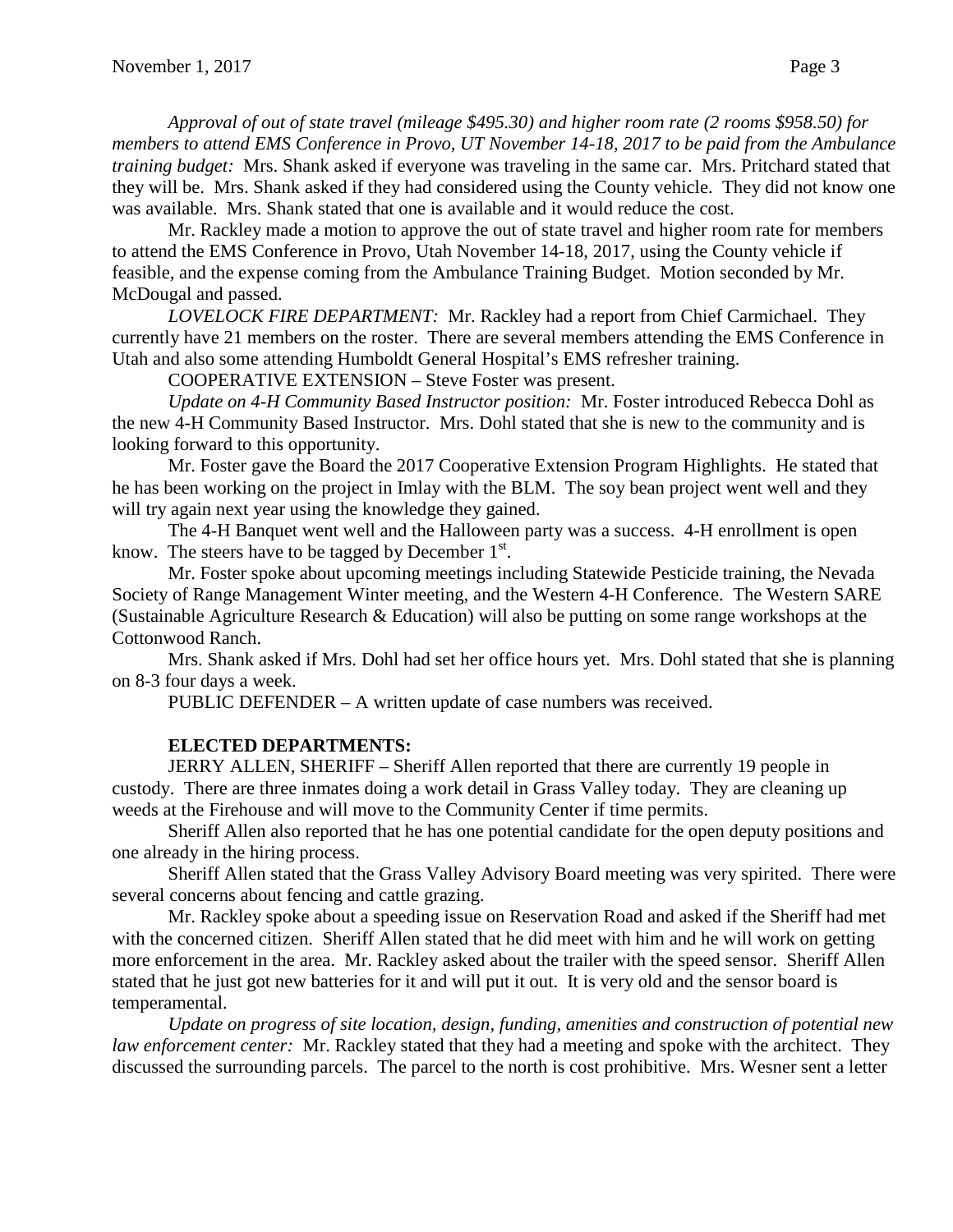*Approval of out of state travel (mileage $495.30) and higher room rate (2 rooms $958.50) for members to attend EMS Conference in Provo, UT November 14-18, 2017 to be paid from the Ambulance training budget:* Mrs. Shank asked if everyone was traveling in the same car. Mrs. Pritchard stated that they will be. Mrs. Shank asked if they had considered using the County vehicle. They did not know one was available. Mrs. Shank stated that one is available and it would reduce the cost.

Mr. Rackley made a motion to approve the out of state travel and higher room rate for members to attend the EMS Conference in Provo, Utah November 14-18, 2017, using the County vehicle if feasible, and the expense coming from the Ambulance Training Budget. Motion seconded by Mr. McDougal and passed.

*LOVELOCK FIRE DEPARTMENT:* Mr. Rackley had a report from Chief Carmichael. They currently have 21 members on the roster. There are several members attending the EMS Conference in Utah and also some attending Humboldt General Hospital's EMS refresher training.

COOPERATIVE EXTENSION – Steve Foster was present.

*Update on 4-H Community Based Instructor position:* Mr. Foster introduced Rebecca Dohl as the new 4-H Community Based Instructor. Mrs. Dohl stated that she is new to the community and is looking forward to this opportunity.

Mr. Foster gave the Board the 2017 Cooperative Extension Program Highlights. He stated that he has been working on the project in Imlay with the BLM. The soy bean project went well and they will try again next year using the knowledge they gained.

The 4-H Banquet went well and the Halloween party was a success. 4-H enrollment is open know. The steers have to be tagged by December 1st.

Mr. Foster spoke about upcoming meetings including Statewide Pesticide training, the Nevada Society of Range Management Winter meeting, and the Western 4-H Conference. The Western SARE (Sustainable Agriculture Research & Education) will also be putting on some range workshops at the Cottonwood Ranch.

Mrs. Shank asked if Mrs. Dohl had set her office hours yet. Mrs. Dohl stated that she is planning on 8-3 four days a week.

PUBLIC DEFENDER – A written update of case numbers was received.

**ELECTED DEPARTMENTS:**

JERRY ALLEN, SHERIFF – Sheriff Allen reported that there are currently 19 people in custody. There are three inmates doing a work detail in Grass Valley today. They are cleaning up weeds at the Firehouse and will move to the Community Center if time permits.

Sheriff Allen also reported that he has one potential candidate for the open deputy positions and one already in the hiring process.

Sheriff Allen stated that the Grass Valley Advisory Board meeting was very spirited. There were several concerns about fencing and cattle grazing.

Mr. Rackley spoke about a speeding issue on Reservation Road and asked if the Sheriff had met with the concerned citizen. Sheriff Allen stated that he did meet with him and he will work on getting more enforcement in the area. Mr. Rackley asked about the trailer with the speed sensor. Sheriff Allen stated that he just got new batteries for it and will put it out. It is very old and the sensor board is temperamental.

*Update on progress of site location, design, funding, amenities and construction of potential new law enforcement center:* Mr. Rackley stated that they had a meeting and spoke with the architect. They discussed the surrounding parcels. The parcel to the north is cost prohibitive. Mrs. Wesner sent a letter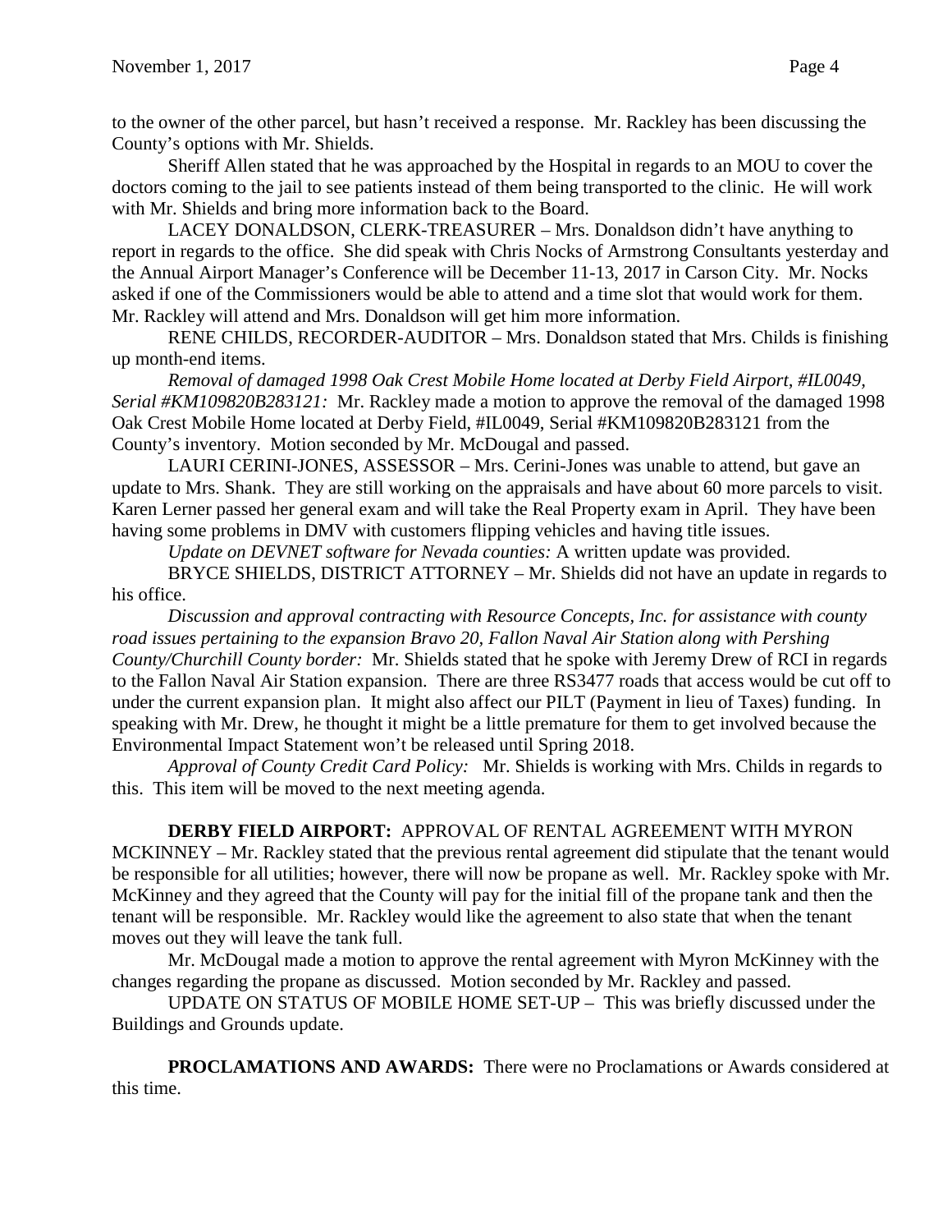to the owner of the other parcel, but hasn't received a response. Mr. Rackley has been discussing the County's options with Mr. Shields.

Sheriff Allen stated that he was approached by the Hospital in regards to an MOU to cover the doctors coming to the jail to see patients instead of them being transported to the clinic. He will work with Mr. Shields and bring more information back to the Board.

LACEY DONALDSON, CLERK-TREASURER – Mrs. Donaldson didn't have anything to report in regards to the office. She did speak with Chris Nocks of Armstrong Consultants yesterday and the Annual Airport Manager's Conference will be December 11-13, 2017 in Carson City. Mr. Nocks asked if one of the Commissioners would be able to attend and a time slot that would work for them. Mr. Rackley will attend and Mrs. Donaldson will get him more information.

RENE CHILDS, RECORDER-AUDITOR – Mrs. Donaldson stated that Mrs. Childs is finishing up month-end items.

*Removal of damaged 1998 Oak Crest Mobile Home located at Derby Field Airport, #IL0049, Serial #KM109820B283121:* Mr. Rackley made a motion to approve the removal of the damaged 1998 Oak Crest Mobile Home located at Derby Field, #IL0049, Serial #KM109820B283121 from the County's inventory. Motion seconded by Mr. McDougal and passed.

LAURI CERINI-JONES, ASSESSOR – Mrs. Cerini-Jones was unable to attend, but gave an update to Mrs. Shank. They are still working on the appraisals and have about 60 more parcels to visit. Karen Lerner passed her general exam and will take the Real Property exam in April. They have been having some problems in DMV with customers flipping vehicles and having title issues.

*Update on DEVNET software for Nevada counties:* A written update was provided.

BRYCE SHIELDS, DISTRICT ATTORNEY – Mr. Shields did not have an update in regards to his office.

*Discussion and approval contracting with Resource Concepts, Inc. for assistance with county road issues pertaining to the expansion Bravo 20, Fallon Naval Air Station along with Pershing County/Churchill County border:* Mr. Shields stated that he spoke with Jeremy Drew of RCI in regards to the Fallon Naval Air Station expansion. There are three RS3477 roads that access would be cut off to under the current expansion plan. It might also affect our PILT (Payment in lieu of Taxes) funding. In speaking with Mr. Drew, he thought it might be a little premature for them to get involved because the Environmental Impact Statement won't be released until Spring 2018.

*Approval of County Credit Card Policy:* Mr. Shields is working with Mrs. Childs in regards to this. This item will be moved to the next meeting agenda.

**DERBY FIELD AIRPORT:** APPROVAL OF RENTAL AGREEMENT WITH MYRON MCKINNEY – Mr. Rackley stated that the previous rental agreement did stipulate that the tenant would be responsible for all utilities; however, there will now be propane as well. Mr. Rackley spoke with Mr. McKinney and they agreed that the County will pay for the initial fill of the propane tank and then the tenant will be responsible. Mr. Rackley would like the agreement to also state that when the tenant moves out they will leave the tank full.

Mr. McDougal made a motion to approve the rental agreement with Myron McKinney with the changes regarding the propane as discussed. Motion seconded by Mr. Rackley and passed.

UPDATE ON STATUS OF MOBILE HOME SET-UP – This was briefly discussed under the Buildings and Grounds update.

**PROCLAMATIONS AND AWARDS:** There were no Proclamations or Awards considered at this time.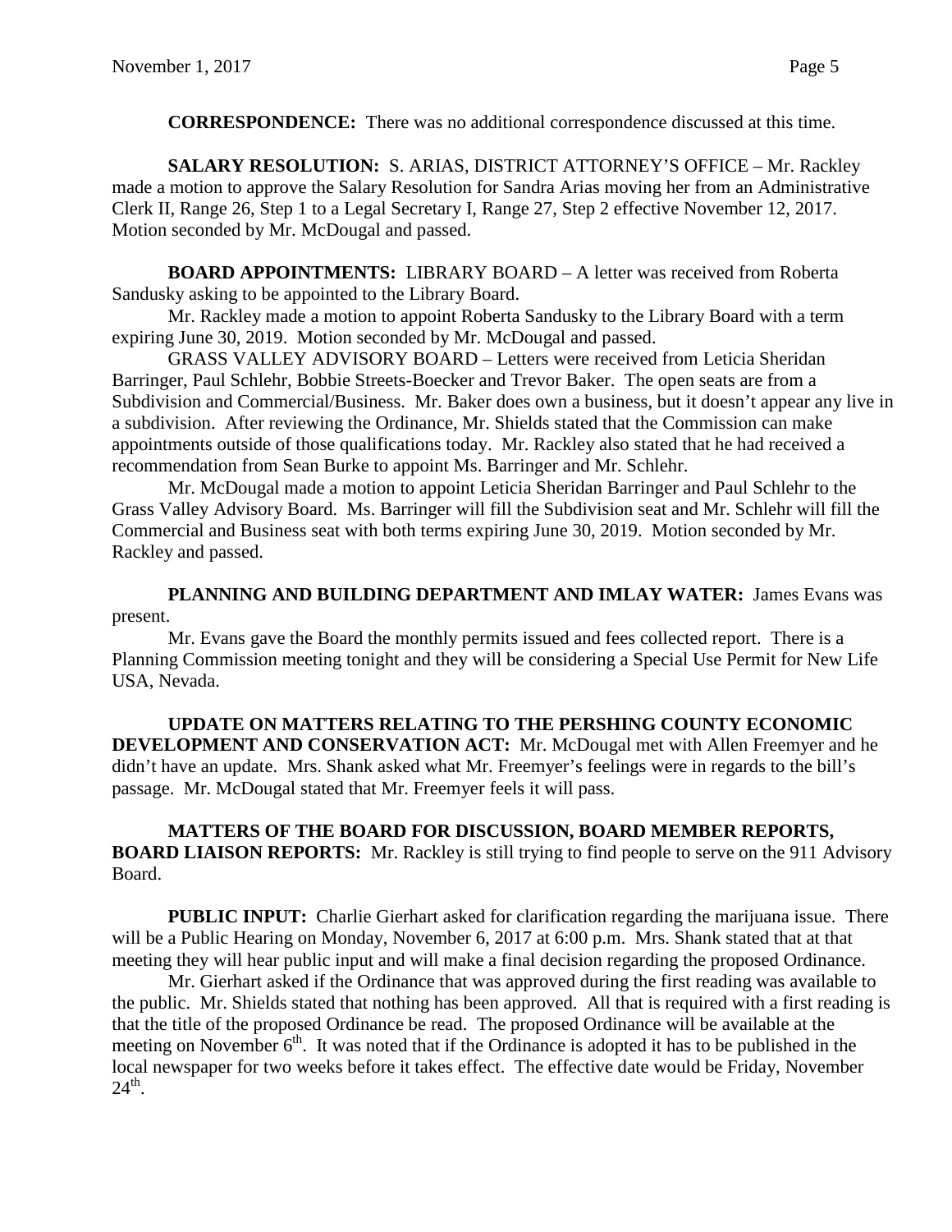**CORRESPONDENCE:** There was no additional correspondence discussed at this time.

**SALARY RESOLUTION:** S. ARIAS, DISTRICT ATTORNEY'S OFFICE – Mr. Rackley made a motion to approve the Salary Resolution for Sandra Arias moving her from an Administrative Clerk II, Range 26, Step 1 to a Legal Secretary I, Range 27, Step 2 effective November 12, 2017. Motion seconded by Mr. McDougal and passed.

**BOARD APPOINTMENTS:** LIBRARY BOARD – A letter was received from Roberta Sandusky asking to be appointed to the Library Board.

Mr. Rackley made a motion to appoint Roberta Sandusky to the Library Board with a term expiring June 30, 2019. Motion seconded by Mr. McDougal and passed.

GRASS VALLEY ADVISORY BOARD – Letters were received from Leticia Sheridan Barringer, Paul Schlehr, Bobbie Streets-Boecker and Trevor Baker. The open seats are from a Subdivision and Commercial/Business. Mr. Baker does own a business, but it doesn't appear any live in a subdivision. After reviewing the Ordinance, Mr. Shields stated that the Commission can make appointments outside of those qualifications today. Mr. Rackley also stated that he had received a recommendation from Sean Burke to appoint Ms. Barringer and Mr. Schlehr.

Mr. McDougal made a motion to appoint Leticia Sheridan Barringer and Paul Schlehr to the Grass Valley Advisory Board. Ms. Barringer will fill the Subdivision seat and Mr. Schlehr will fill the Commercial and Business seat with both terms expiring June 30, 2019. Motion seconded by Mr. Rackley and passed.

**PLANNING AND BUILDING DEPARTMENT AND IMLAY WATER:** James Evans was present.

Mr. Evans gave the Board the monthly permits issued and fees collected report. There is a Planning Commission meeting tonight and they will be considering a Special Use Permit for New Life USA, Nevada.

**UPDATE ON MATTERS RELATING TO THE PERSHING COUNTY ECONOMIC DEVELOPMENT AND CONSERVATION ACT:** Mr. McDougal met with Allen Freemyer and he didn't have an update. Mrs. Shank asked what Mr. Freemyer's feelings were in regards to the bill's passage. Mr. McDougal stated that Mr. Freemyer feels it will pass.

**MATTERS OF THE BOARD FOR DISCUSSION, BOARD MEMBER REPORTS, BOARD LIAISON REPORTS:** Mr. Rackley is still trying to find people to serve on the 911 Advisory Board.

**PUBLIC INPUT:** Charlie Gierhart asked for clarification regarding the marijuana issue. There will be a Public Hearing on Monday, November 6, 2017 at 6:00 p.m. Mrs. Shank stated that at that meeting they will hear public input and will make a final decision regarding the proposed Ordinance.

Mr. Gierhart asked if the Ordinance that was approved during the first reading was available to the public. Mr. Shields stated that nothing has been approved. All that is required with a first reading is that the title of the proposed Ordinance be read. The proposed Ordinance will be available at the meeting on November 6th. It was noted that if the Ordinance is adopted it has to be published in the local newspaper for two weeks before it takes effect. The effective date would be Friday, November 24th.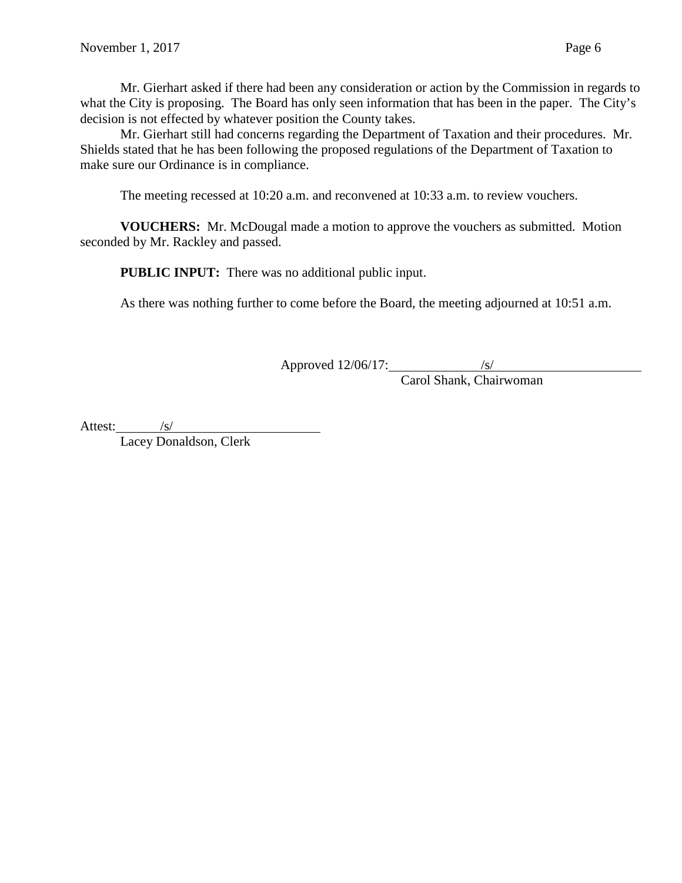Mr. Gierhart asked if there had been any consideration or action by the Commission in regards to what the City is proposing. The Board has only seen information that has been in the paper. The City's decision is not effected by whatever position the County takes.

Mr. Gierhart still had concerns regarding the Department of Taxation and their procedures. Mr. Shields stated that he has been following the proposed regulations of the Department of Taxation to make sure our Ordinance is in compliance.

The meeting recessed at 10:20 a.m. and reconvened at 10:33 a.m. to review vouchers.

**VOUCHERS:** Mr. McDougal made a motion to approve the vouchers as submitted. Motion seconded by Mr. Rackley and passed.

**PUBLIC INPUT:** There was no additional public input.

As there was nothing further to come before the Board, the meeting adjourned at 10:51 a.m.

Approved 12/06/17: /s/
Carol Shank, Chairwoman

Attest: /s/
Lacey Donaldson, Clerk